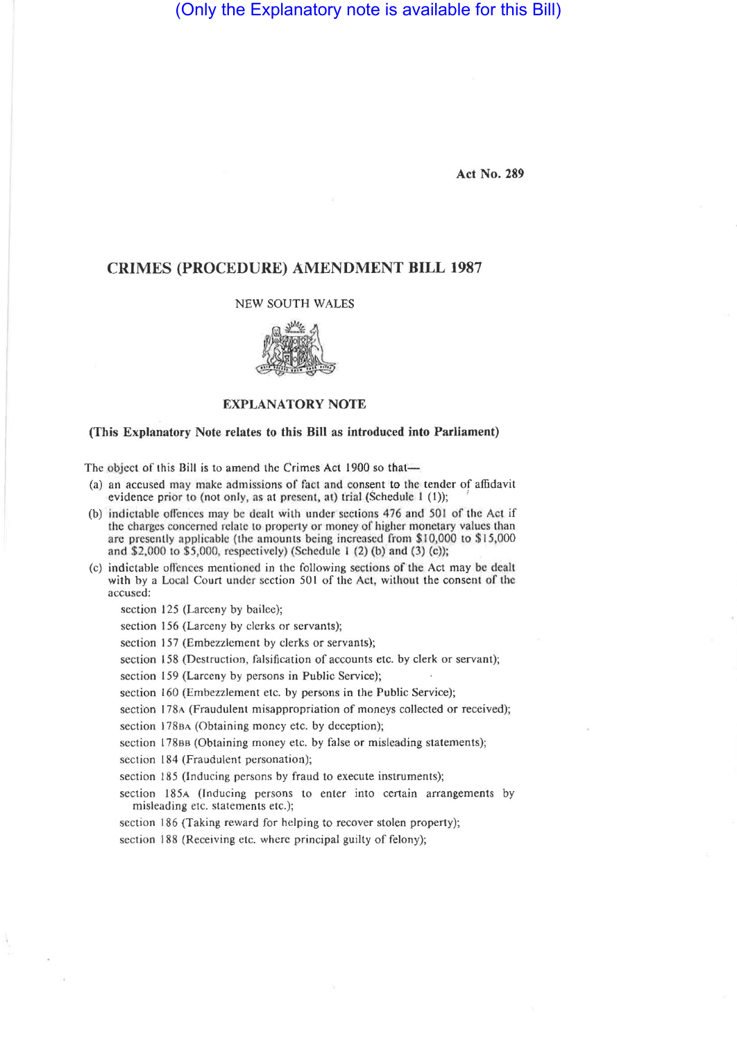(Only the Explanatory note is available for this Bill)

Act No. 289

# CRIMES (PROCEDURE) AMENDMENT BILL 1987

NEW SOUTH WALES

## EXPLANATORY NOTE

**(This Explanatory Note relates to this Bill as introduced into Parliament)**

The object of this Bill is to amend the Crimes Act 1900 so that—

(a) an accused may make admissions of fact and consent to the tender of affidavit evidence prior to (not only, as at present, at) trial (Schedule 1 (1));

(b) indictable offences may be dealt with under sections 476 and 501 of the Act if the charges concerned relate to property or money of higher monetary values than are presently applicable (the amounts being increased from $10,000 to $15,000 and $2,000 to $5,000, respectively) (Schedule 1 (2) (b) and (3) (c));

(c) indictable offences mentioned in the following sections of the Act may be dealt with by a Local Court under section 501 of the Act, without the consent of the accused:

section 125 (Larceny by bailee);
section 156 (Larceny by clerks or servants);
section 157 (Embezzlement by clerks or servants);
section 158 (Destruction, falsification of accounts etc. by clerk or servant);
section 159 (Larceny by persons in Public Service);
section 160 (Embezzlement etc. by persons in the Public Service);
section 178A (Fraudulent misappropriation of moneys collected or received);
section 178BA (Obtaining money etc. by deception);
section 178BB (Obtaining money etc. by false or misleading statements);
section 184 (Fraudulent personation);
section 185 (Inducing persons by fraud to execute instruments);
section 185A (Inducing persons to enter into certain arrangements by misleading etc. statements etc.);
section 186 (Taking reward for helping to recover stolen property);
section 188 (Receiving etc. where principal guilty of felony);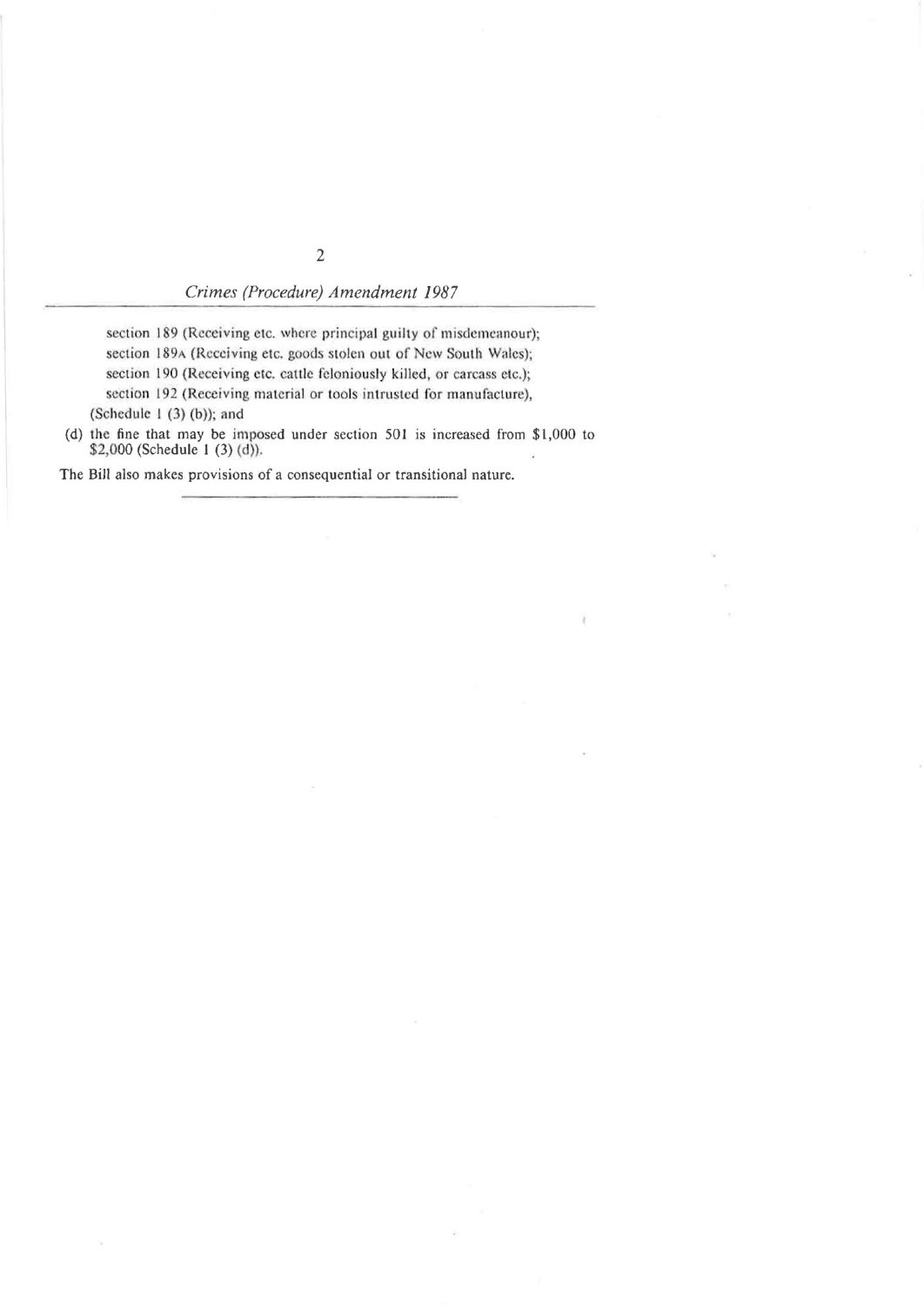section 189 (Receiving etc. where principal guilty of misdemeanour);

section 189A (Receiving etc. goods stolen out of New South Wales);

section 190 (Receiving etc. cattle feloniously killed, or carcass etc.);

section 192 (Receiving material or tools intrusted for manufacture),

(Schedule 1 (3) (b)); and

(d) the fine that may be imposed under section 501 is increased from $1,000 to $2,000 (Schedule 1 (3) (d)).

The Bill also makes provisions of a consequential or transitional nature.